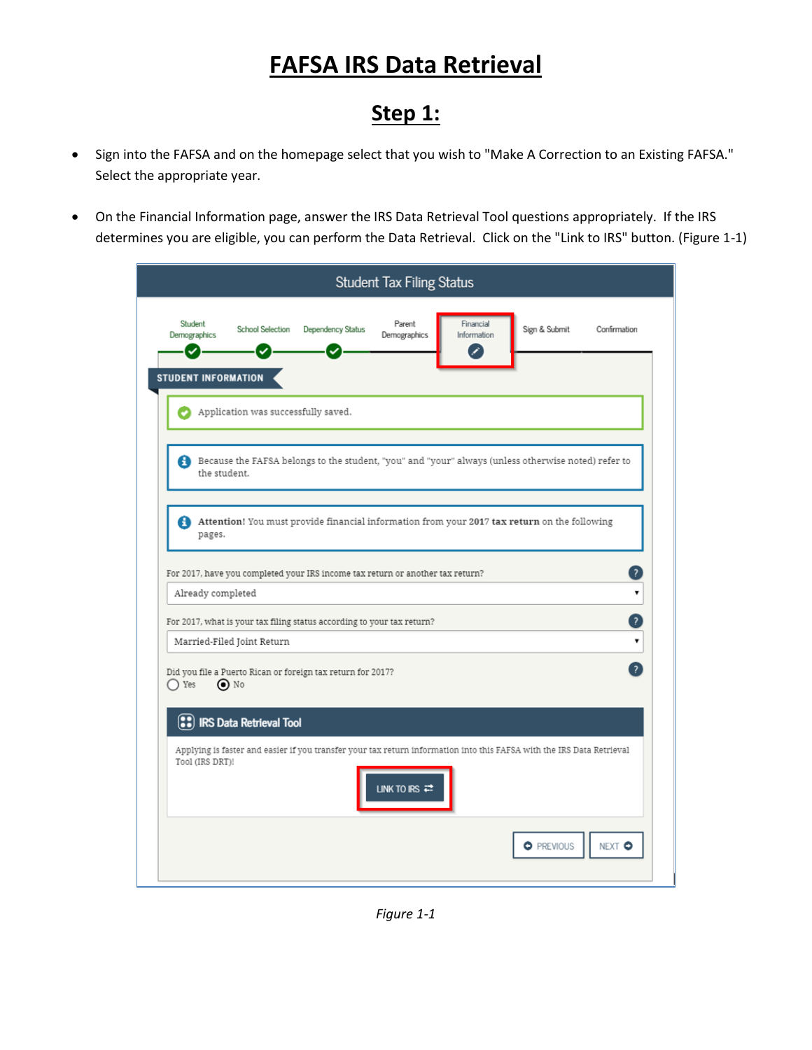# FAFSA IRS Data Retrieval

## Step 1:

- Sign into the FAFSA and on the homepage select that you wish to "Make A Correction to an Existing FAFSA." Select the appropriate year.
- On the Financial Information page, answer the IRS Data Retrieval Tool questions appropriately. If the IRS determines you are eligible, you can perform the Data Retrieval. Click on the "Link to IRS" button. (Figure 1-1)

*Figure 1-1*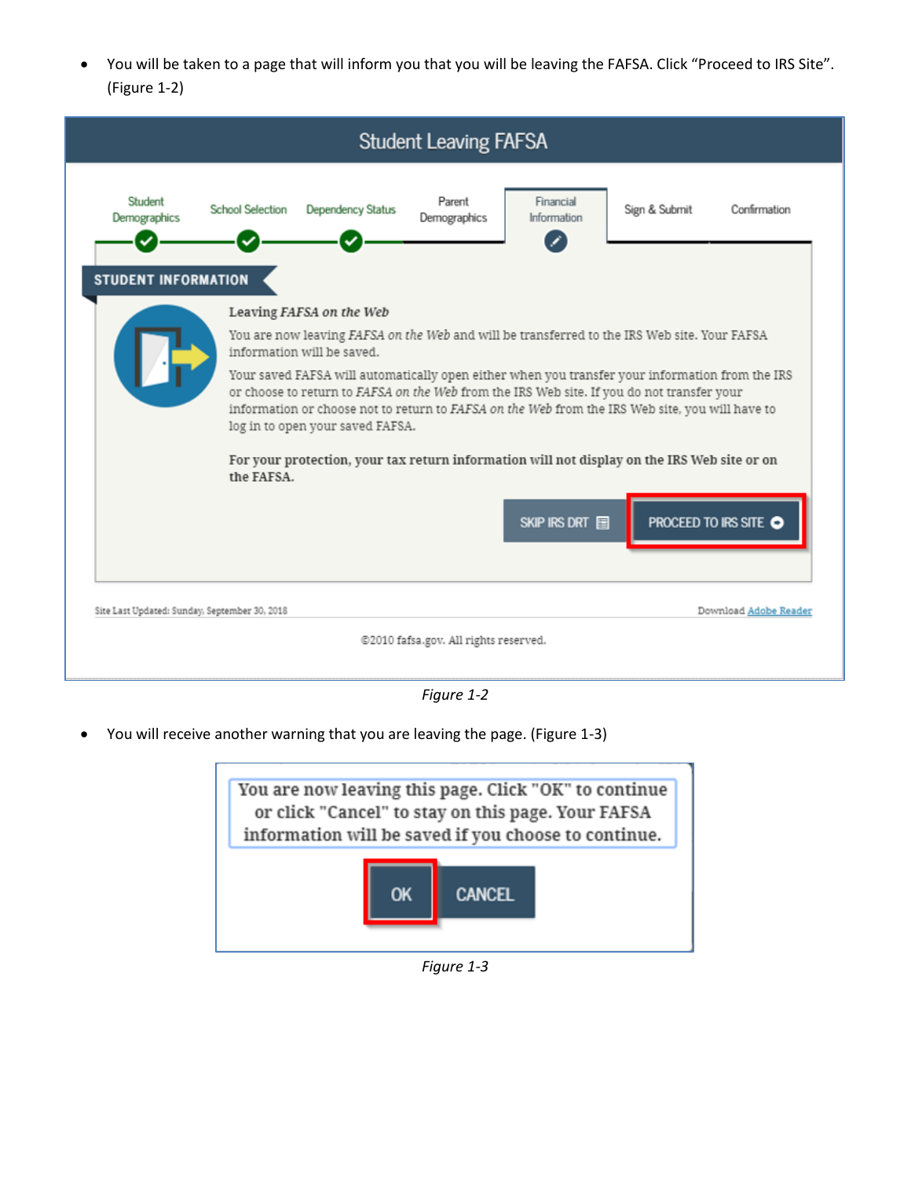- You will be taken to a page that will inform you that you will be leaving the FAFSA. Click “Proceed to IRS Site”. (Figure 1-2)

Student Leaving FAFSA

Student Demographics
School Selection
Dependency Status
Parent Demographics
Financial Information
Sign & Submit
Confirmation

STUDENT INFORMATION

Leaving *FAFSA on the Web*

You are now leaving *FAFSA on the Web* and will be transferred to the IRS Web site. Your FAFSA information will be saved.

Your saved FAFSA will automatically open either when you transfer your information from the IRS or choose to return to *FAFSA on the Web* from the IRS Web site. If you do not transfer your information or choose not to return to *FAFSA on the Web* from the IRS Web site, you will have to log in to open your saved FAFSA.

**For your protection, your tax return information will not display on the IRS Web site or on the FAFSA.**

SKIP IRS DRT
PROCEED TO IRS SITE

Site Last Updated: Sunday, September 30, 2018
Download Adobe Reader

©2010 fafsa.gov. All rights reserved.

*Figure 1-2*

- You will receive another warning that you are leaving the page. (Figure 1-3)

You are now leaving this page. Click "OK" to continue or click "Cancel" to stay on this page. Your FAFSA information will be saved if you choose to continue.

OK
CANCEL

*Figure 1-3*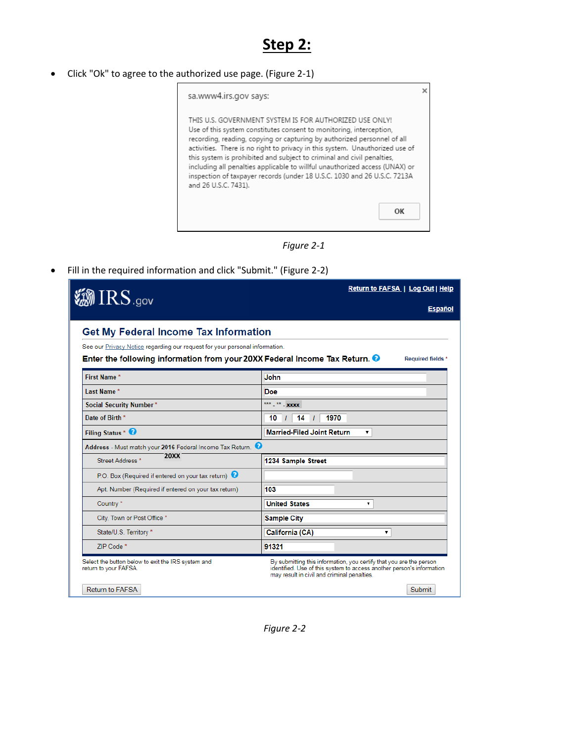# Step 2:

- Click "Ok" to agree to the authorized use page. (Figure 2-1)

sa.www4.irs.gov says:

THIS U.S. GOVERNMENT SYSTEM IS FOR AUTHORIZED USE ONLY! Use of this system constitutes consent to monitoring, interception, recording, reading, copying or capturing by authorized personnel of all activities. There is no right to privacy in this system. Unauthorized use of this system is prohibited and subject to criminal and civil penalties, including all penalties applicable to willful unauthorized access (UNAX) or inspection of taxpayer records (under 18 U.S.C. 1030 and 26 U.S.C. 7213A and 26 U.S.C. 7431).

OK

*Figure 2-1*

- Fill in the required information and click "Submit." (Figure 2-2)

IRS.gov

Return to FAFSA | Log Out | Help

Español

## Get My Federal Income Tax Information

See our Privacy Notice regarding our request for your personal information.

**Enter the following information from your 20XX Federal Income Tax Return.**

Required fields *

| | |
|---|---|
| First Name * | John |
| Last Name * | Doe |
| Social Security Number * | *** - ** - xxxx |
| Date of Birth * | 10 / 14 / 1970 |
| Filing Status * | Married-Filed Joint Return |
| Address - Must match your ~~2016~~ 20XX Federal Income Tax Return. | |
| Street Address * | 1234 Sample Street |
| P.O. Box (Required if entered on your tax return) | |
| Apt. Number (Required if entered on your tax return) | 103 |
| Country * | United States |
| City, Town or Post Office * | Sample City |
| State/U.S. Territory * | California (CA) |
| ZIP Code * | 91321 |

Select the button below to exit the IRS system and return to your FAFSA.

By submitting this information, you certify that you are the person identified. Use of this system to access another person's information may result in civil and criminal penalties.

Return to FAFSA | Submit

*Figure 2-2*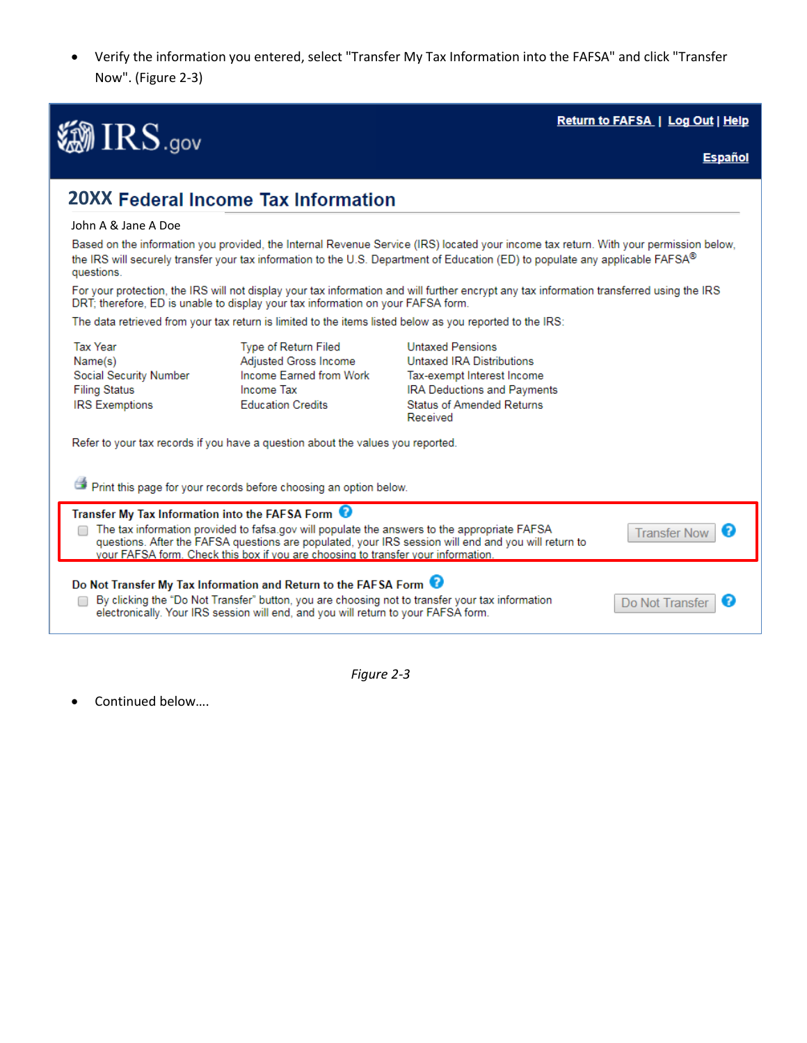- Verify the information you entered, select "Transfer My Tax Information into the FAFSA" and click "Transfer Now". (Figure 2-3)

IRS.gov

Return to FAFSA | Log Out | Help

Español

## 20XX Federal Income Tax Information

John A & Jane A Doe

Based on the information you provided, the Internal Revenue Service (IRS) located your income tax return. With your permission below, the IRS will securely transfer your tax information to the U.S. Department of Education (ED) to populate any applicable FAFSA® questions.

For your protection, the IRS will not display your tax information and will further encrypt any tax information transferred using the IRS DRT; therefore, ED is unable to display your tax information on your FAFSA form.

The data retrieved from your tax return is limited to the items listed below as you reported to the IRS:

| | | |
|---|---|---|
| Tax Year | Type of Return Filed | Untaxed Pensions |
| Name(s) | Adjusted Gross Income | Untaxed IRA Distributions |
| Social Security Number | Income Earned from Work | Tax-exempt Interest Income |
| Filing Status | Income Tax | IRA Deductions and Payments |
| IRS Exemptions | Education Credits | Status of Amended Returns Received |

Refer to your tax records if you have a question about the values you reported.

Print this page for your records before choosing an option below.

**Transfer My Tax Information into the FAFSA Form**

The tax information provided to fafsa.gov will populate the answers to the appropriate FAFSA questions. After the FAFSA questions are populated, your IRS session will end and you will return to your FAFSA form. Check this box if you are choosing to transfer your information.

Transfer Now

**Do Not Transfer My Tax Information and Return to the FAFSA Form**

By clicking the "Do Not Transfer" button, you are choosing not to transfer your tax information electronically. Your IRS session will end, and you will return to your FAFSA form.

Do Not Transfer

*Figure 2-3*

- Continued below....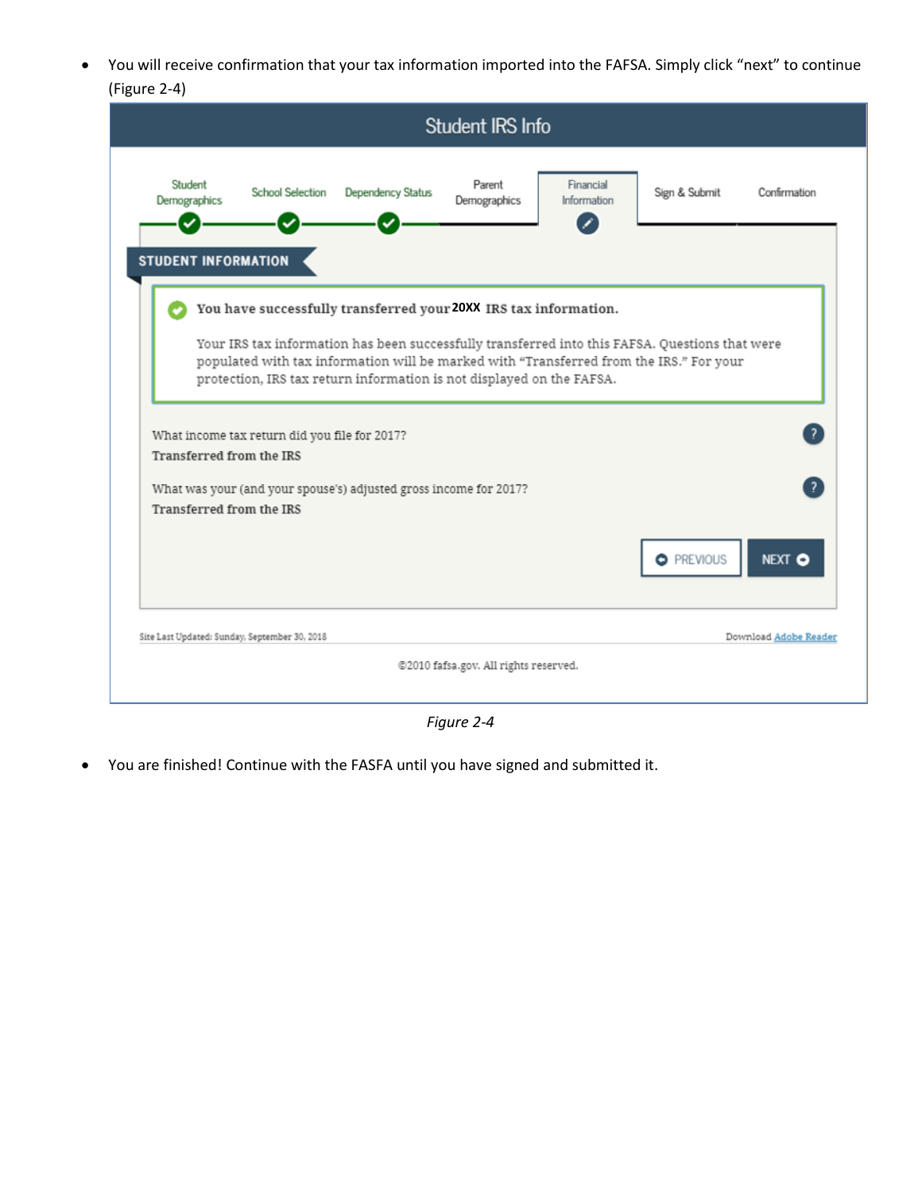- You will receive confirmation that your tax information imported into the FAFSA. Simply click "next" to continue (Figure 2-4)

Student IRS Info

Student Demographics | School Selection | Dependency Status | Parent Demographics | Financial Information | Sign & Submit | Confirmation

STUDENT INFORMATION

**You have successfully transferred your 20XX IRS tax information.**

Your IRS tax information has been successfully transferred into this FAFSA. Questions that were populated with tax information will be marked with "Transferred from the IRS." For your protection, IRS tax return information is not displayed on the FAFSA.

What income tax return did you file for 2017?
**Transferred from the IRS**

What was your (and your spouse's) adjusted gross income for 2017?
**Transferred from the IRS**

PREVIOUS NEXT

Site Last Updated: Sunday, September 30, 2018

Download Adobe Reader

©2010 fafsa.gov. All rights reserved.

*Figure 2-4*

- You are finished! Continue with the FASFA until you have signed and submitted it.